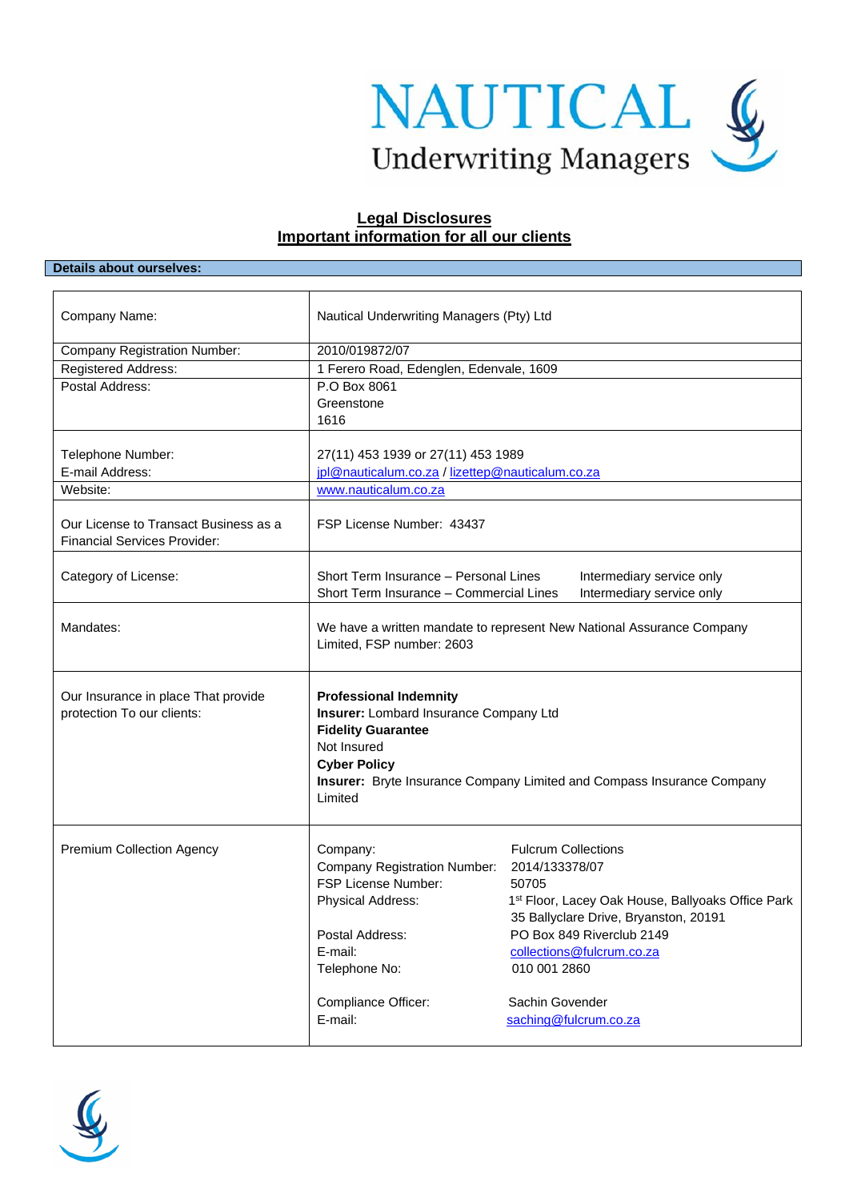NAUTICAL Underwriting Managers

## Legal Disclosures
## Important information for all our clients

**Details about ourselves:**

| | |
|---|---|
| Company Name: | Nautical Underwriting Managers (Pty) Ltd |
| Company Registration Number: | 2010/019872/07 |
| Registered Address: | 1 Ferero Road, Edenglen, Edenvale, 1609 |
| Postal Address: | P.O Box 8061<br>Greenstone<br>1616 |
| Telephone Number:<br>E-mail Address: | 27(11) 453 1939 or 27(11) 453 1989<br>jpl@nauticalum.co.za / lizettep@nauticalum.co.za |
| Website: | www.nauticalum.co.za |
| Our License to Transact Business as a Financial Services Provider: | FSP License Number: 43437 |
| Category of License: | Short Term Insurance – Personal Lines — Intermediary service only<br>Short Term Insurance – Commercial Lines — Intermediary service only |
| Mandates: | We have a written mandate to represent New National Assurance Company Limited, FSP number: 2603 |
| Our Insurance in place That provide protection To our clients: | **Professional Indemnity**<br>**Insurer:** Lombard Insurance Company Ltd<br>**Fidelity Guarantee**<br>Not Insured<br>**Cyber Policy**<br>**Insurer:** Bryte Insurance Company Limited and Compass Insurance Company Limited |
| Premium Collection Agency | Company: Fulcrum Collections<br>Company Registration Number: 2014/133378/07<br>FSP License Number: 50705<br>Physical Address: 1st Floor, Lacey Oak House, Ballyoaks Office Park 35 Ballyclare Drive, Bryanston, 20191<br>Postal Address: PO Box 849 Riverclub 2149<br>E-mail: collections@fulcrum.co.za<br>Telephone No: 010 001 2860<br><br>Compliance Officer: Sachin Govender<br>E-mail: saching@fulcrum.co.za |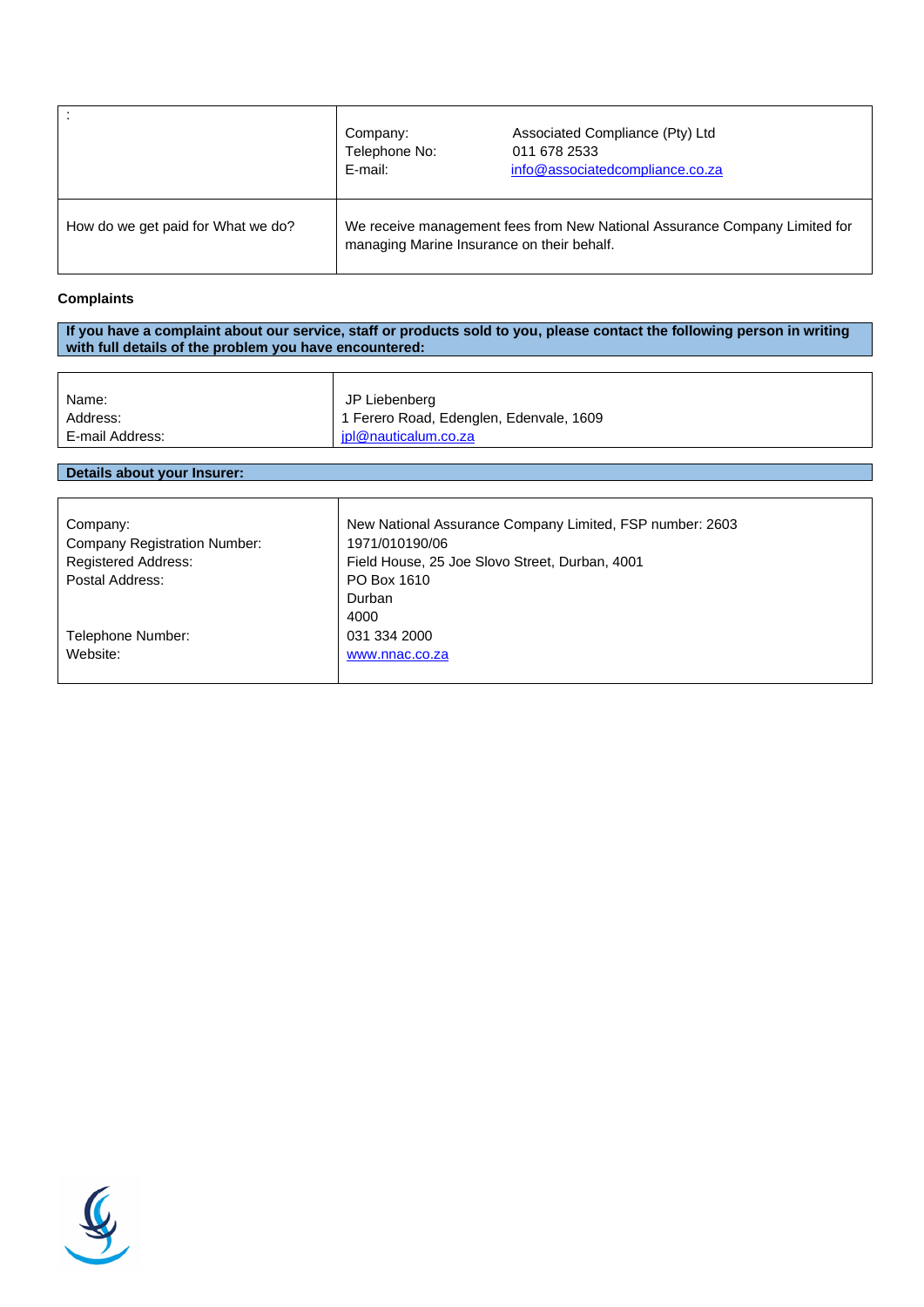| : | Company: Associated Compliance (Pty) Ltd<br>Telephone No: 011 678 2533<br>E-mail: info@associatedcompliance.co.za |
|---|---|
| How do we get paid for What we do? | We receive management fees from New National Assurance Company Limited for managing Marine Insurance on their behalf. |

**Complaints**

**If you have a complaint about our service, staff or products sold to you, please contact the following person in writing with full details of the problem you have encountered:**

| | |
|---|---|
| Name: | JP Liebenberg |
| Address: | 1 Ferero Road, Edenglen, Edenvale, 1609 |
| E-mail Address: | jpl@nauticalum.co.za |

**Details about your Insurer:**

| | |
|---|---|
| Company: | New National Assurance Company Limited, FSP number: 2603 |
| Company Registration Number: | 1971/010190/06 |
| Registered Address: | Field House, 25 Joe Slovo Street, Durban, 4001 |
| Postal Address: | PO Box 1610<br>Durban<br>4000 |
| Telephone Number: | 031 334 2000 |
| Website: | www.nnac.co.za |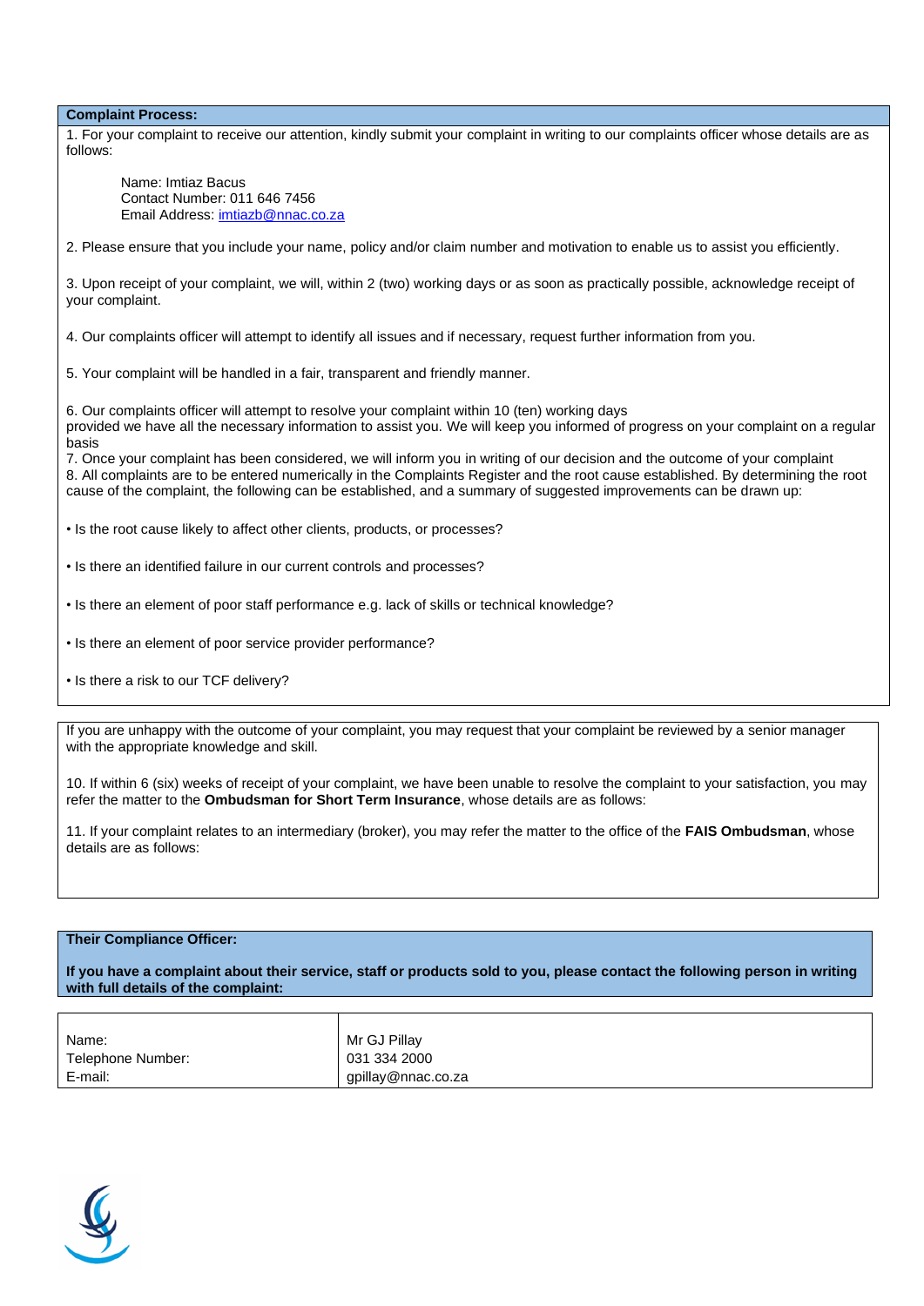**Complaint Process:**

1. For your complaint to receive our attention, kindly submit your complaint in writing to our complaints officer whose details are as follows:

   Name: Imtiaz Bacus
   Contact Number: 011 646 7456
   Email Address: imtiazb@nnac.co.za

2. Please ensure that you include your name, policy and/or claim number and motivation to enable us to assist you efficiently.

3. Upon receipt of your complaint, we will, within 2 (two) working days or as soon as practically possible, acknowledge receipt of your complaint.

4. Our complaints officer will attempt to identify all issues and if necessary, request further information from you.

5. Your complaint will be handled in a fair, transparent and friendly manner.

6. Our complaints officer will attempt to resolve your complaint within 10 (ten) working days provided we have all the necessary information to assist you. We will keep you informed of progress on your complaint on a regular basis

7. Once your complaint has been considered, we will inform you in writing of our decision and the outcome of your complaint

8. All complaints are to be entered numerically in the Complaints Register and the root cause established. By determining the root cause of the complaint, the following can be established, and a summary of suggested improvements can be drawn up:

- Is the root cause likely to affect other clients, products, or processes?
- Is there an identified failure in our current controls and processes?
- Is there an element of poor staff performance e.g. lack of skills or technical knowledge?
- Is there an element of poor service provider performance?
- Is there a risk to our TCF delivery?

If you are unhappy with the outcome of your complaint, you may request that your complaint be reviewed by a senior manager with the appropriate knowledge and skill.

10. If within 6 (six) weeks of receipt of your complaint, we have been unable to resolve the complaint to your satisfaction, you may refer the matter to the **Ombudsman for Short Term Insurance**, whose details are as follows:

11. If your complaint relates to an intermediary (broker), you may refer the matter to the office of the **FAIS Ombudsman**, whose details are as follows:

**Their Compliance Officer:**

**If you have a complaint about their service, staff or products sold to you, please contact the following person in writing with full details of the complaint:**

| | |
|---|---|
| Name: | Mr GJ Pillay |
| Telephone Number: | 031 334 2000 |
| E-mail: | gpillay@nnac.co.za |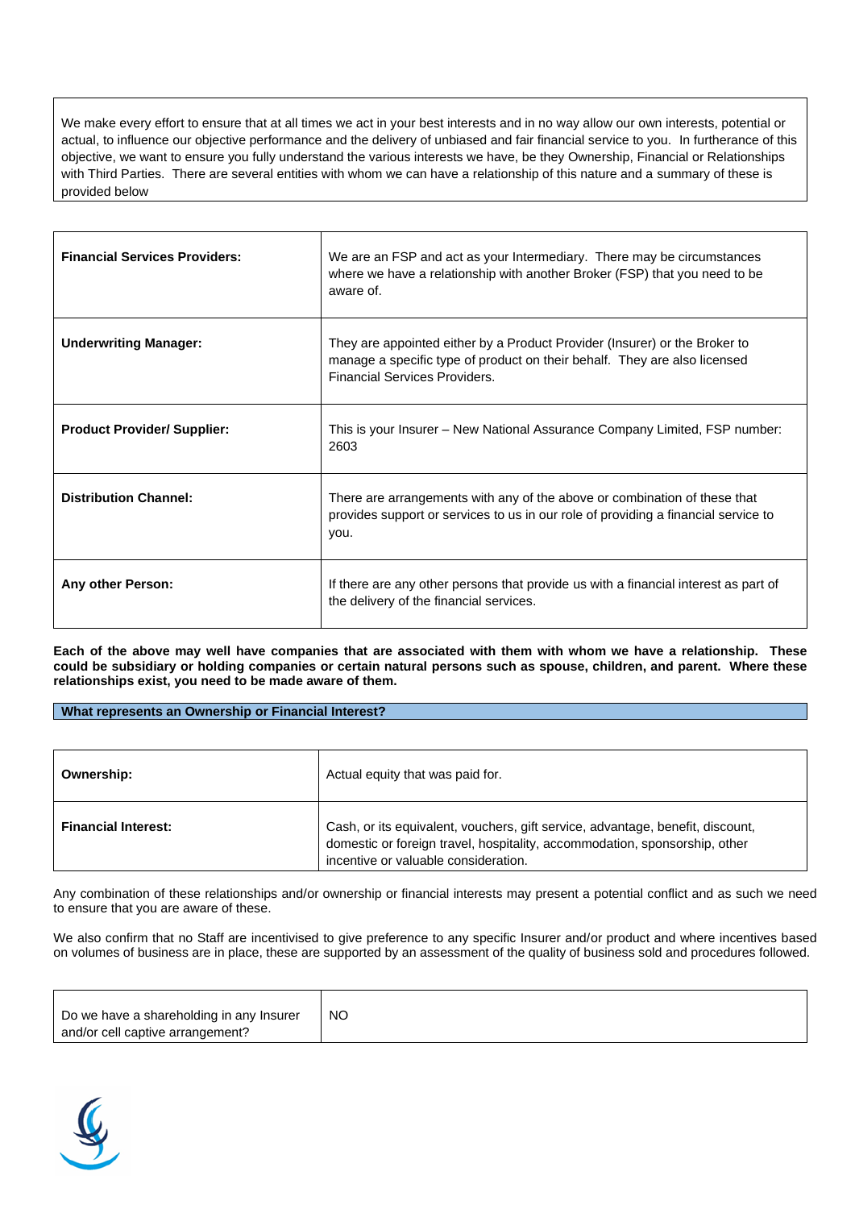We make every effort to ensure that at all times we act in your best interests and in no way allow our own interests, potential or actual, to influence our objective performance and the delivery of unbiased and fair financial service to you. In furtherance of this objective, we want to ensure you fully understand the various interests we have, be they Ownership, Financial or Relationships with Third Parties. There are several entities with whom we can have a relationship of this nature and a summary of these is provided below

| | |
|---|---|
| **Financial Services Providers:** | We are an FSP and act as your Intermediary. There may be circumstances where we have a relationship with another Broker (FSP) that you need to be aware of. |
| **Underwriting Manager:** | They are appointed either by a Product Provider (Insurer) or the Broker to manage a specific type of product on their behalf. They are also licensed Financial Services Providers. |
| **Product Provider/ Supplier:** | This is your Insurer – New National Assurance Company Limited, FSP number: 2603 |
| **Distribution Channel:** | There are arrangements with any of the above or combination of these that provides support or services to us in our role of providing a financial service to you. |
| **Any other Person:** | If there are any other persons that provide us with a financial interest as part of the delivery of the financial services. |

**Each of the above may well have companies that are associated with them with whom we have a relationship. These could be subsidiary or holding companies or certain natural persons such as spouse, children, and parent. Where these relationships exist, you need to be made aware of them.**

## What represents an Ownership or Financial Interest?

| | |
|---|---|
| **Ownership:** | Actual equity that was paid for. |
| **Financial Interest:** | Cash, or its equivalent, vouchers, gift service, advantage, benefit, discount, domestic or foreign travel, hospitality, accommodation, sponsorship, other incentive or valuable consideration. |

Any combination of these relationships and/or ownership or financial interests may present a potential conflict and as such we need to ensure that you are aware of these.

We also confirm that no Staff are incentivised to give preference to any specific Insurer and/or product and where incentives based on volumes of business are in place, these are supported by an assessment of the quality of business sold and procedures followed.

| | |
|---|---|
| Do we have a shareholding in any Insurer and/or cell captive arrangement? | NO |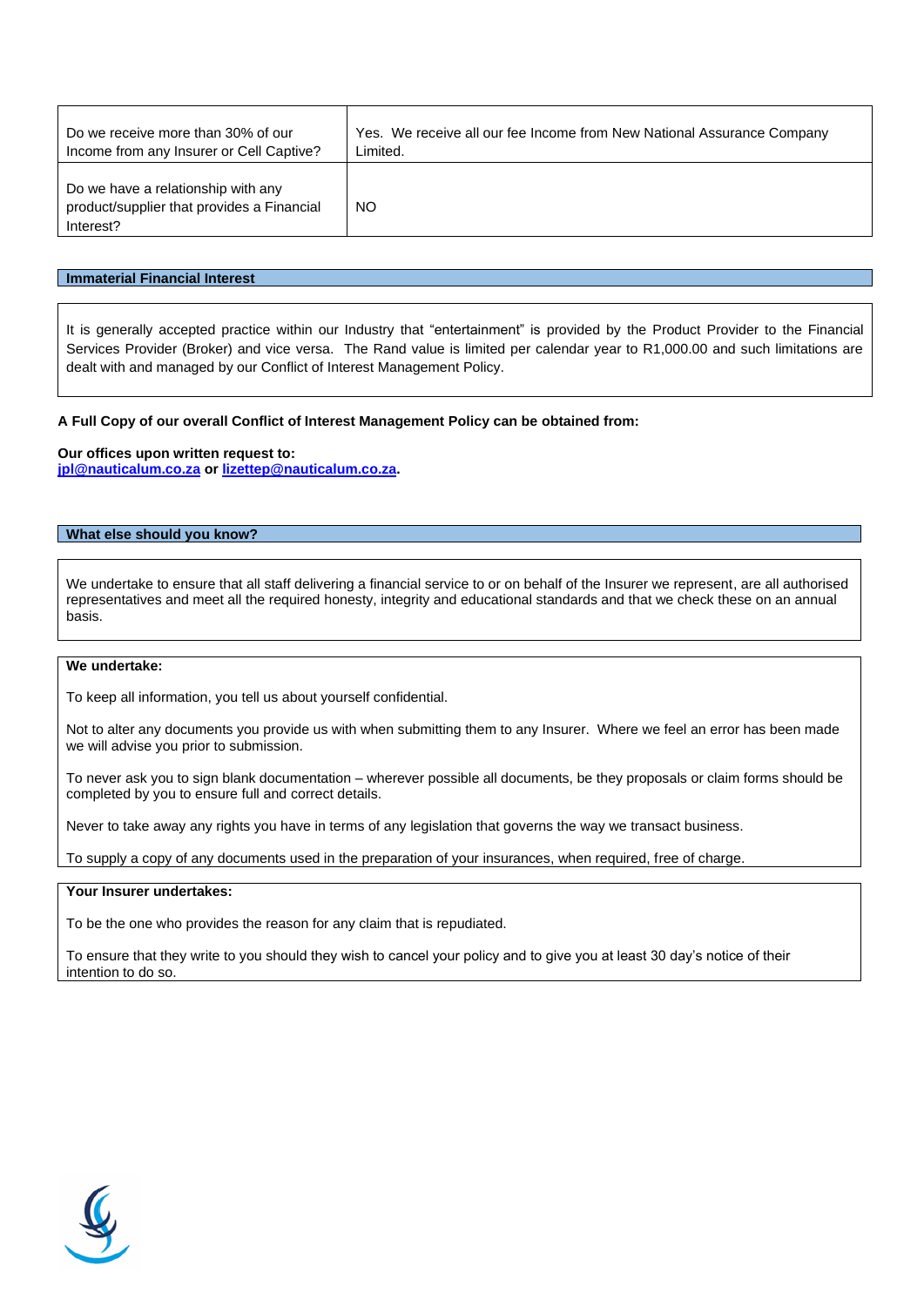| Do we receive more than 30% of our Income from any Insurer or Cell Captive? | Yes. We receive all our fee Income from New National Assurance Company Limited. |
|---|---|
| Do we have a relationship with any product/supplier that provides a Financial Interest? | NO |

## Immaterial Financial Interest

It is generally accepted practice within our Industry that "entertainment" is provided by the Product Provider to the Financial Services Provider (Broker) and vice versa. The Rand value is limited per calendar year to R1,000.00 and such limitations are dealt with and managed by our Conflict of Interest Management Policy.

**A Full Copy of our overall Conflict of Interest Management Policy can be obtained from:**

**Our offices upon written request to:**
**jpl@nauticalum.co.za or lizettep@nauticalum.co.za.**

## What else should you know?

We undertake to ensure that all staff delivering a financial service to or on behalf of the Insurer we represent, are all authorised representatives and meet all the required honesty, integrity and educational standards and that we check these on an annual basis.

**We undertake:**

To keep all information, you tell us about yourself confidential.

Not to alter any documents you provide us with when submitting them to any Insurer. Where we feel an error has been made we will advise you prior to submission.

To never ask you to sign blank documentation – wherever possible all documents, be they proposals or claim forms should be completed by you to ensure full and correct details.

Never to take away any rights you have in terms of any legislation that governs the way we transact business.

To supply a copy of any documents used in the preparation of your insurances, when required, free of charge.

**Your Insurer undertakes:**

To be the one who provides the reason for any claim that is repudiated.

To ensure that they write to you should they wish to cancel your policy and to give you at least 30 day's notice of their intention to do so.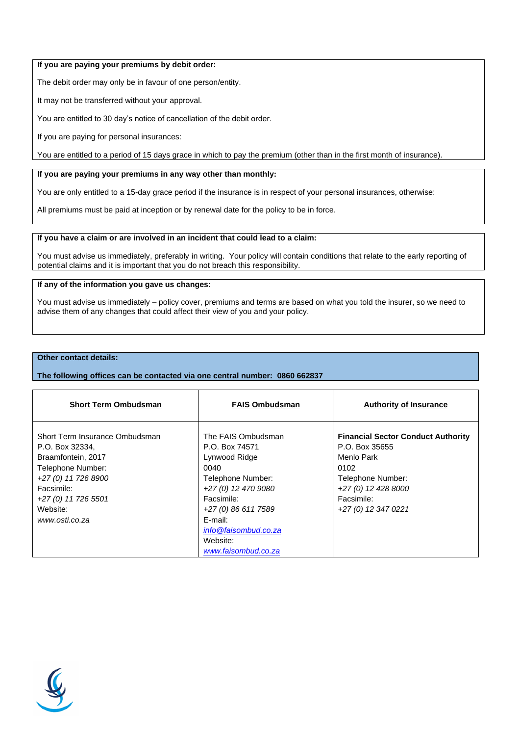**If you are paying your premiums by debit order:**

The debit order may only be in favour of one person/entity.

It may not be transferred without your approval.

You are entitled to 30 day's notice of cancellation of the debit order.

If you are paying for personal insurances:

You are entitled to a period of 15 days grace in which to pay the premium (other than in the first month of insurance).

**If you are paying your premiums in any way other than monthly:**

You are only entitled to a 15-day grace period if the insurance is in respect of your personal insurances, otherwise:

All premiums must be paid at inception or by renewal date for the policy to be in force.

**If you have a claim or are involved in an incident that could lead to a claim:**

You must advise us immediately, preferably in writing. Your policy will contain conditions that relate to the early reporting of potential claims and it is important that you do not breach this responsibility.

**If any of the information you gave us changes:**

You must advise us immediately – policy cover, premiums and terms are based on what you told the insurer, so we need to advise them of any changes that could affect their view of you and your policy.

**Other contact details:**

**The following offices can be contacted via one central number: 0860 662837**

| **Short Term Ombudsman** | **FAIS Ombudsman** | **Authority of Insurance** |
|---|---|---|
| Short Term Insurance Ombudsman<br>P.O. Box 32334,<br>Braamfontein, 2017<br>Telephone Number:<br>*+27 (0) 11 726 8900*<br>Facsimile:<br>*+27 (0) 11 726 5501*<br>Website:<br>*www.osti.co.za* | The FAIS Ombudsman<br>P.O. Box 74571<br>Lynwood Ridge<br>0040<br>Telephone Number:<br>*+27 (0) 12 470 9080*<br>Facsimile:<br>*+27 (0) 86 611 7589*<br>E-mail:<br>*info@faisombud.co.za*<br>Website:<br>*www.faisombud.co.za* | **Financial Sector Conduct Authority**<br>P.O. Box 35655<br>Menlo Park<br>0102<br>Telephone Number:<br>*+27 (0) 12 428 8000*<br>Facsimile:<br>*+27 (0) 12 347 0221* |